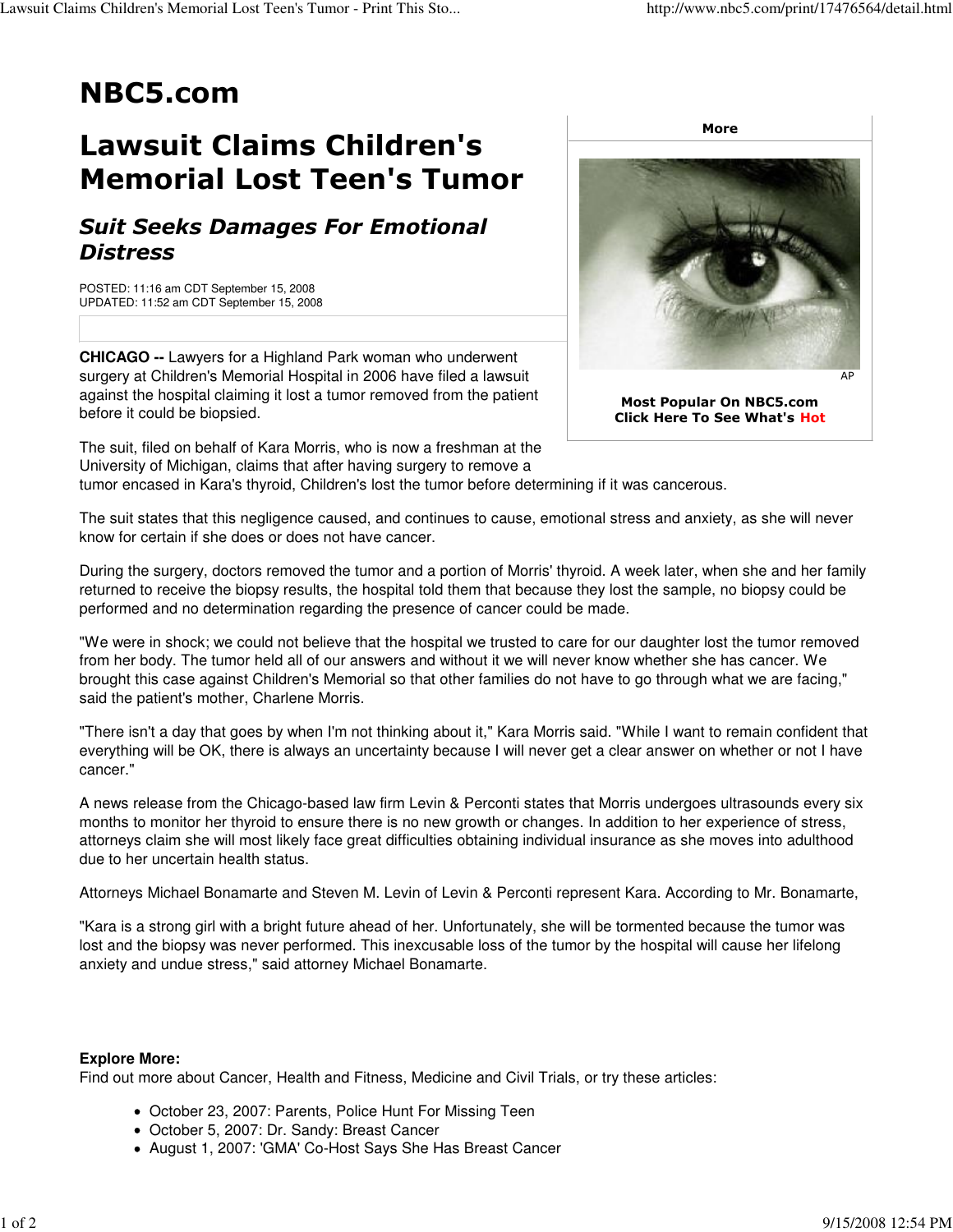# NBC5.com

## Lawsuit Claims Children's Memorial Lost Teen's Tumor

### *Suit Seeks Damages For Emotional Distress*

POSTED: 11:16 am CDT September 15, 2008
UPDATED: 11:52 am CDT September 15, 2008

More

AP

**Most Popular On NBC5.com**
**Click Here To See What's Hot**

**CHICAGO --** Lawyers for a Highland Park woman who underwent surgery at Children's Memorial Hospital in 2006 have filed a lawsuit against the hospital claiming it lost a tumor removed from the patient before it could be biopsied.

The suit, filed on behalf of Kara Morris, who is now a freshman at the University of Michigan, claims that after having surgery to remove a tumor encased in Kara's thyroid, Children's lost the tumor before determining if it was cancerous.

The suit states that this negligence caused, and continues to cause, emotional stress and anxiety, as she will never know for certain if she does or does not have cancer.

During the surgery, doctors removed the tumor and a portion of Morris' thyroid. A week later, when she and her family returned to receive the biopsy results, the hospital told them that because they lost the sample, no biopsy could be performed and no determination regarding the presence of cancer could be made.

"We were in shock; we could not believe that the hospital we trusted to care for our daughter lost the tumor removed from her body. The tumor held all of our answers and without it we will never know whether she has cancer. We brought this case against Children's Memorial so that other families do not have to go through what we are facing," said the patient's mother, Charlene Morris.

"There isn't a day that goes by when I'm not thinking about it," Kara Morris said. "While I want to remain confident that everything will be OK, there is always an uncertainty because I will never get a clear answer on whether or not I have cancer."

A news release from the Chicago-based law firm Levin & Perconti states that Morris undergoes ultrasounds every six months to monitor her thyroid to ensure there is no new growth or changes. In addition to her experience of stress, attorneys claim she will most likely face great difficulties obtaining individual insurance as she moves into adulthood due to her uncertain health status.

Attorneys Michael Bonamarte and Steven M. Levin of Levin & Perconti represent Kara. According to Mr. Bonamarte,

"Kara is a strong girl with a bright future ahead of her. Unfortunately, she will be tormented because the tumor was lost and the biopsy was never performed. This inexcusable loss of the tumor by the hospital will cause her lifelong anxiety and undue stress," said attorney Michael Bonamarte.

**Explore More:**
Find out more about Cancer, Health and Fitness, Medicine and Civil Trials, or try these articles:

- October 23, 2007: Parents, Police Hunt For Missing Teen
- October 5, 2007: Dr. Sandy: Breast Cancer
- August 1, 2007: 'GMA' Co-Host Says She Has Breast Cancer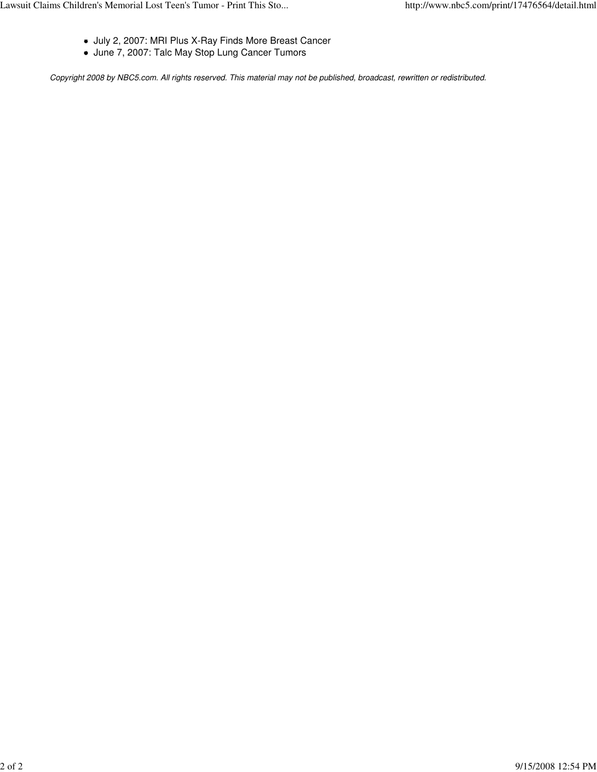- July 2, 2007: MRI Plus X-Ray Finds More Breast Cancer
- June 7, 2007: Talc May Stop Lung Cancer Tumors

*Copyright 2008 by NBC5.com. All rights reserved. This material may not be published, broadcast, rewritten or redistributed.*